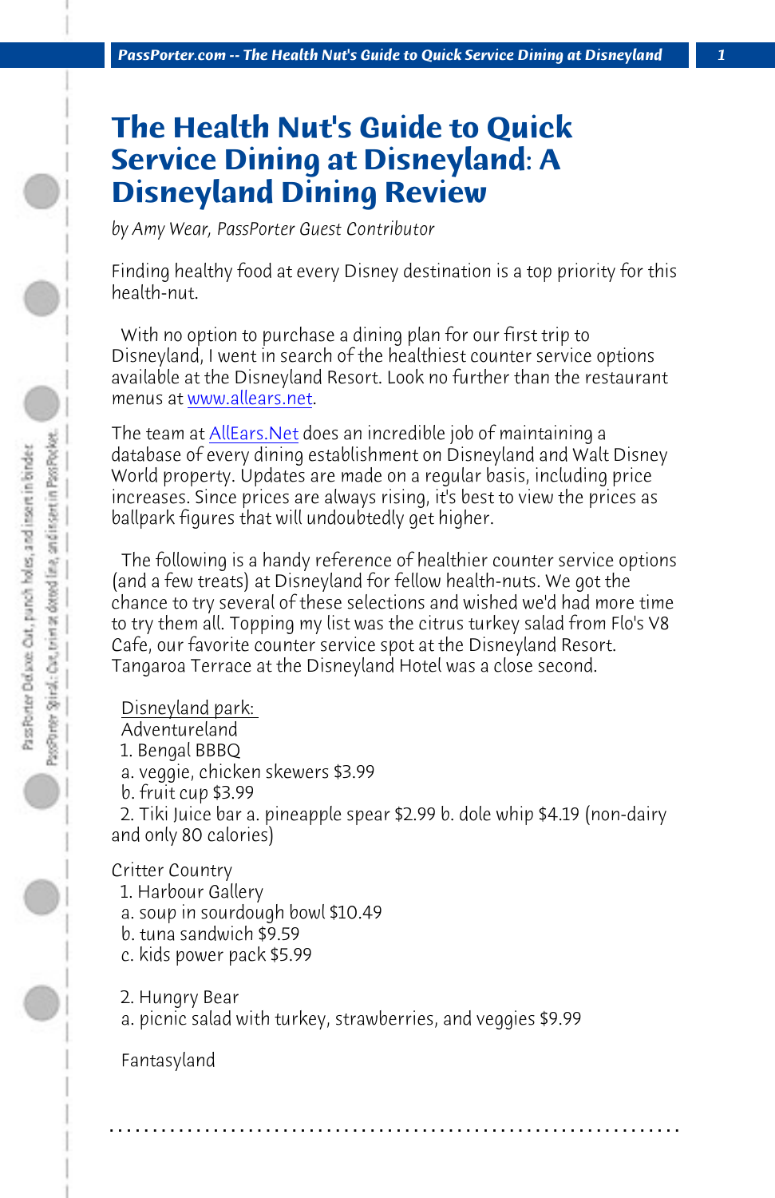# The Health Nut's Guide to Quick Service Dining at Disneyland: A Disneyland Dining Review

*by Amy Wear, PassPorter Guest Contributor*

Finding healthy food at every Disney destination is a top priority for this health-nut.

With no option to purchase a dining plan for our first trip to Disneyland, I went in search of the healthiest counter service options available at the Disneyland Resort. Look no further than the restaurant menus at [www.allears.net](http://www.allears.net).

The team at [AllEars.Net](http://www.allears.net) does an incredible job of maintaining a database of every dining establishment on Disneyland and Walt Disney World property. Updates are made on a regular basis, including price increases. Since prices are always rising, it's best to view the prices as ballpark figures that will undoubtedly get higher.

The following is a handy reference of healthier counter service options (and a few treats) at Disneyland for fellow health-nuts. We got the chance to try several of these selections and wished we'd had more time to try them all. Topping my list was the citrus turkey salad from Flo's V8 Cafe, our favorite counter service spot at the Disneyland Resort. Tangaroa Terrace at the Disneyland Hotel was a close second.

<u>Disneyland park:</u>

Adventureland

1. Bengal BBBQ
   a. veggie, chicken skewers $3.99
   b. fruit cup $3.99
2. Tiki Juice bar a. pineapple spear $2.99 b. dole whip $4.19 (non-dairy and only 80 calories)

Critter Country

1. Harbour Gallery
   a. soup in sourdough bowl $10.49
   b. tuna sandwich $9.59
   c. kids power pack $5.99

2. Hungry Bear
   a. picnic salad with turkey, strawberries, and veggies $9.99

Fantasyland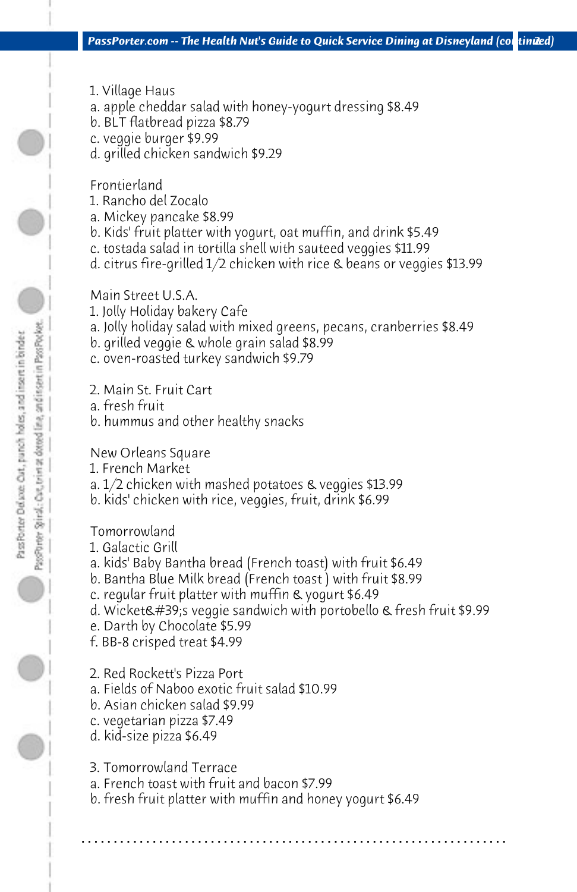1. Village Haus
a. apple cheddar salad with honey-yogurt dressing $8.49
b. BLT flatbread pizza $8.79
c. veggie burger $9.99
d. grilled chicken sandwich $9.29

Frontierland
1. Rancho del Zocalo
a. Mickey pancake $8.99
b. Kids' fruit platter with yogurt, oat muffin, and drink $5.49
c. tostada salad in tortilla shell with sauteed veggies $11.99
d. citrus fire-grilled 1/2 chicken with rice & beans or veggies $13.99

Main Street U.S.A.
1. Jolly Holiday bakery Cafe
a. Jolly holiday salad with mixed greens, pecans, cranberries $8.49
b. grilled veggie & whole grain salad $8.99
c. oven-roasted turkey sandwich $9.79

2. Main St. Fruit Cart
a. fresh fruit
b. hummus and other healthy snacks

New Orleans Square
1. French Market
a. 1/2 chicken with mashed potatoes & veggies $13.99
b. kids' chicken with rice, veggies, fruit, drink $6.99

Tomorrowland
1. Galactic Grill
a. kids' Baby Bantha bread (French toast) with fruit $6.49
b. Bantha Blue Milk bread (French toast ) with fruit $8.99
c. regular fruit platter with muffin & yogurt $6.49
d. Wicket&#39;s veggie sandwich with portobello & fresh fruit $9.99
e. Darth by Chocolate $5.99
f. BB-8 crisped treat $4.99

2. Red Rockett's Pizza Port
a. Fields of Naboo exotic fruit salad $10.99
b. Asian chicken salad $9.99
c. vegetarian pizza $7.49
d. kid-size pizza $6.49

3. Tomorrowland Terrace
a. French toast with fruit and bacon $7.99
b. fresh fruit platter with muffin and honey yogurt $6.49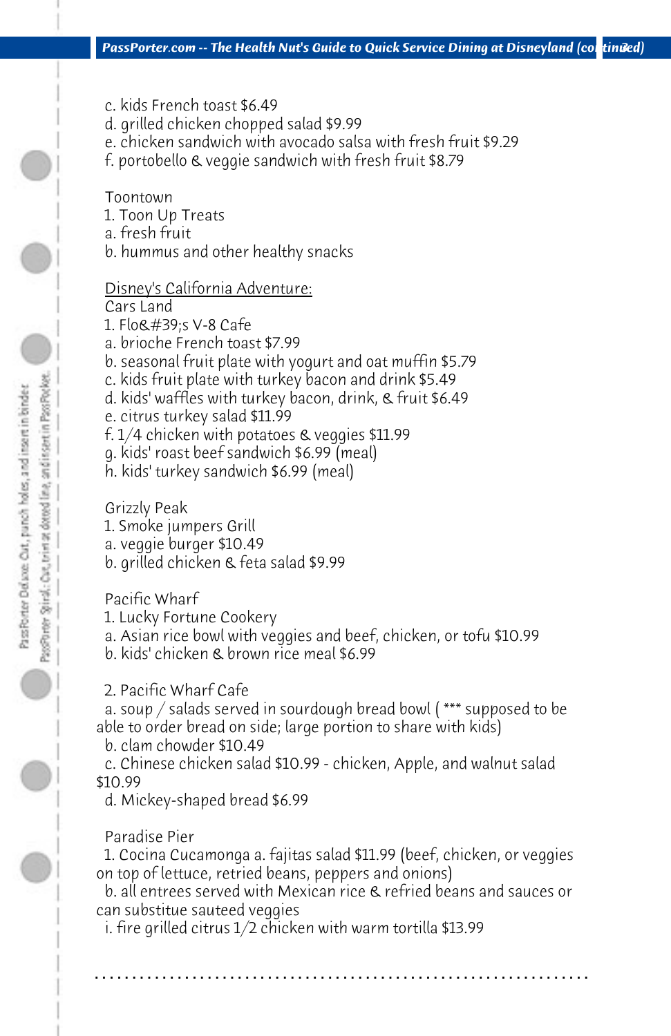c. kids French toast $6.49  
d. grilled chicken chopped salad $9.99  
e. chicken sandwich with avocado salsa with fresh fruit $9.29  
f. portobello & veggie sandwich with fresh fruit $8.79

Toontown  
1. Toon Up Treats  
a. fresh fruit  
b. hummus and other healthy snacks

Disney's California Adventure:  
Cars Land  
1. Flo&#39;s V-8 Cafe  
a. brioche French toast $7.99  
b. seasonal fruit plate with yogurt and oat muffin $5.79  
c. kids fruit plate with turkey bacon and drink $5.49  
d. kids' waffles with turkey bacon, drink, & fruit $6.49  
e. citrus turkey salad $11.99  
f. 1/4 chicken with potatoes & veggies $11.99  
g. kids' roast beef sandwich $6.99 (meal)  
h. kids' turkey sandwich $6.99 (meal)

Grizzly Peak  
1. Smoke jumpers Grill  
a. veggie burger $10.49  
b. grilled chicken & feta salad $9.99

Pacific Wharf  
1. Lucky Fortune Cookery  
a. Asian rice bowl with veggies and beef, chicken, or tofu $10.99  
b. kids' chicken & brown rice meal $6.99

2. Pacific Wharf Cafe  
a. soup / salads served in sourdough bread bowl ( *** supposed to be able to order bread on side; large portion to share with kids)  
b. clam chowder $10.49  
c. Chinese chicken salad $10.99 - chicken, Apple, and walnut salad $10.99  
d. Mickey-shaped bread $6.99

Paradise Pier  
1. Cocina Cucamonga a. fajitas salad $11.99 (beef, chicken, or veggies on top of lettuce, retried beans, peppers and onions)  
b. all entrees served with Mexican rice & refried beans and sauces or can substitue sauteed veggies  
i. fire grilled citrus 1/2 chicken with warm tortilla $13.99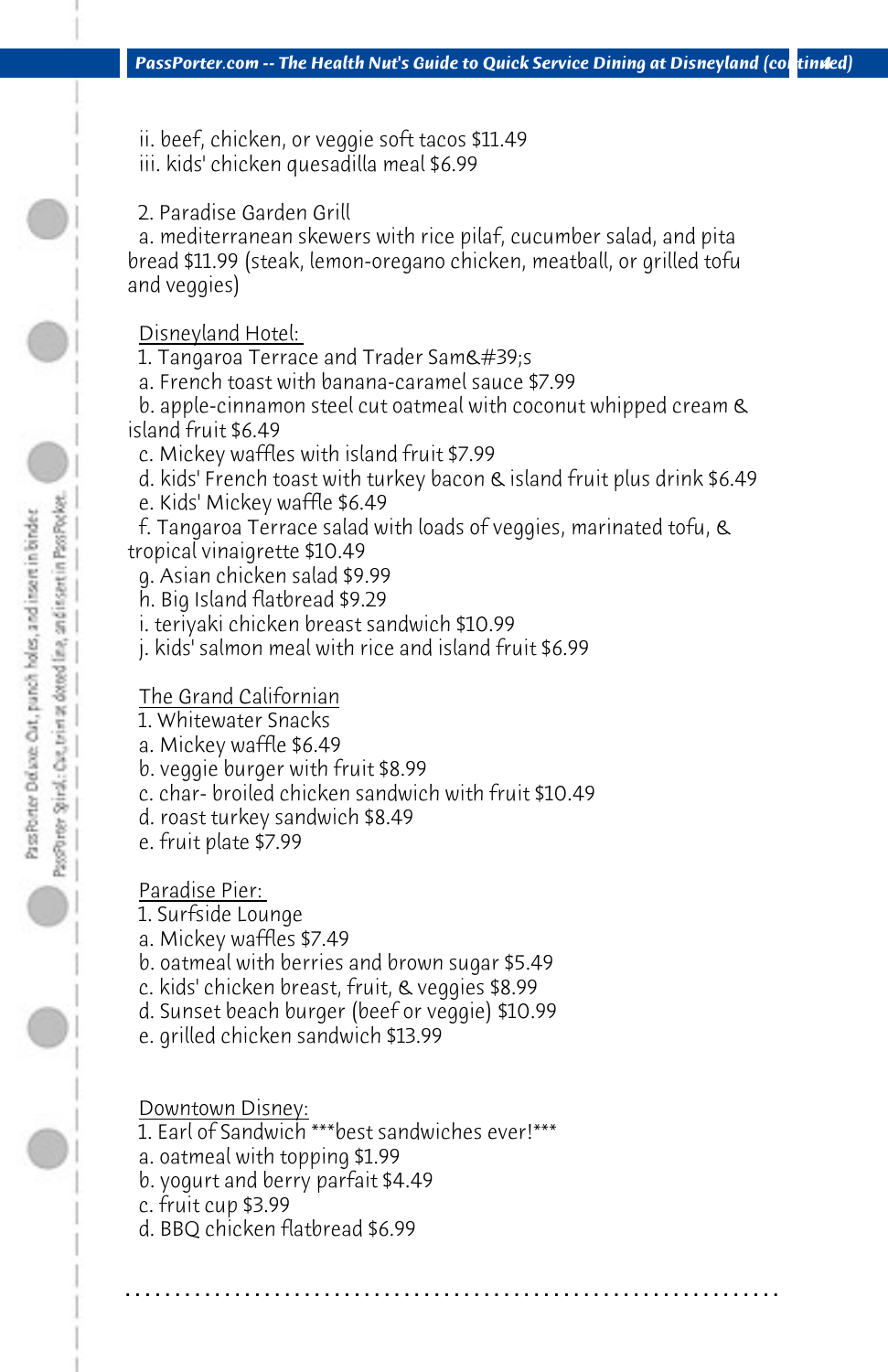ii. beef, chicken, or veggie soft tacos $11.49
iii. kids' chicken quesadilla meal $6.99

2. Paradise Garden Grill
a. mediterranean skewers with rice pilaf, cucumber salad, and pita bread $11.99 (steak, lemon-oregano chicken, meatball, or grilled tofu and veggies)

<u>Disneyland Hotel:</u>
1. Tangaroa Terrace and Trader Sam&#39;s
a. French toast with banana-caramel sauce $7.99
b. apple-cinnamon steel cut oatmeal with coconut whipped cream & island fruit $6.49
c. Mickey waffles with island fruit $7.99
d. kids' French toast with turkey bacon & island fruit plus drink $6.49
e. Kids' Mickey waffle $6.49
f. Tangaroa Terrace salad with loads of veggies, marinated tofu, & tropical vinaigrette $10.49
g. Asian chicken salad $9.99
h. Big Island flatbread $9.29
i. teriyaki chicken breast sandwich $10.99
j. kids' salmon meal with rice and island fruit $6.99

<u>The Grand Californian</u>
1. Whitewater Snacks
a. Mickey waffle $6.49
b. veggie burger with fruit $8.99
c. char- broiled chicken sandwich with fruit $10.49
d. roast turkey sandwich $8.49
e. fruit plate $7.99

<u>Paradise Pier:</u>
1. Surfside Lounge
a. Mickey waffles $7.49
b. oatmeal with berries and brown sugar $5.49
c. kids' chicken breast, fruit, & veggies $8.99
d. Sunset beach burger (beef or veggie) $10.99
e. grilled chicken sandwich $13.99

<u>Downtown Disney:</u>
1. Earl of Sandwich ***best sandwiches ever!***
a. oatmeal with topping $1.99
b. yogurt and berry parfait $4.49
c. fruit cup $3.99
d. BBQ chicken flatbread $6.99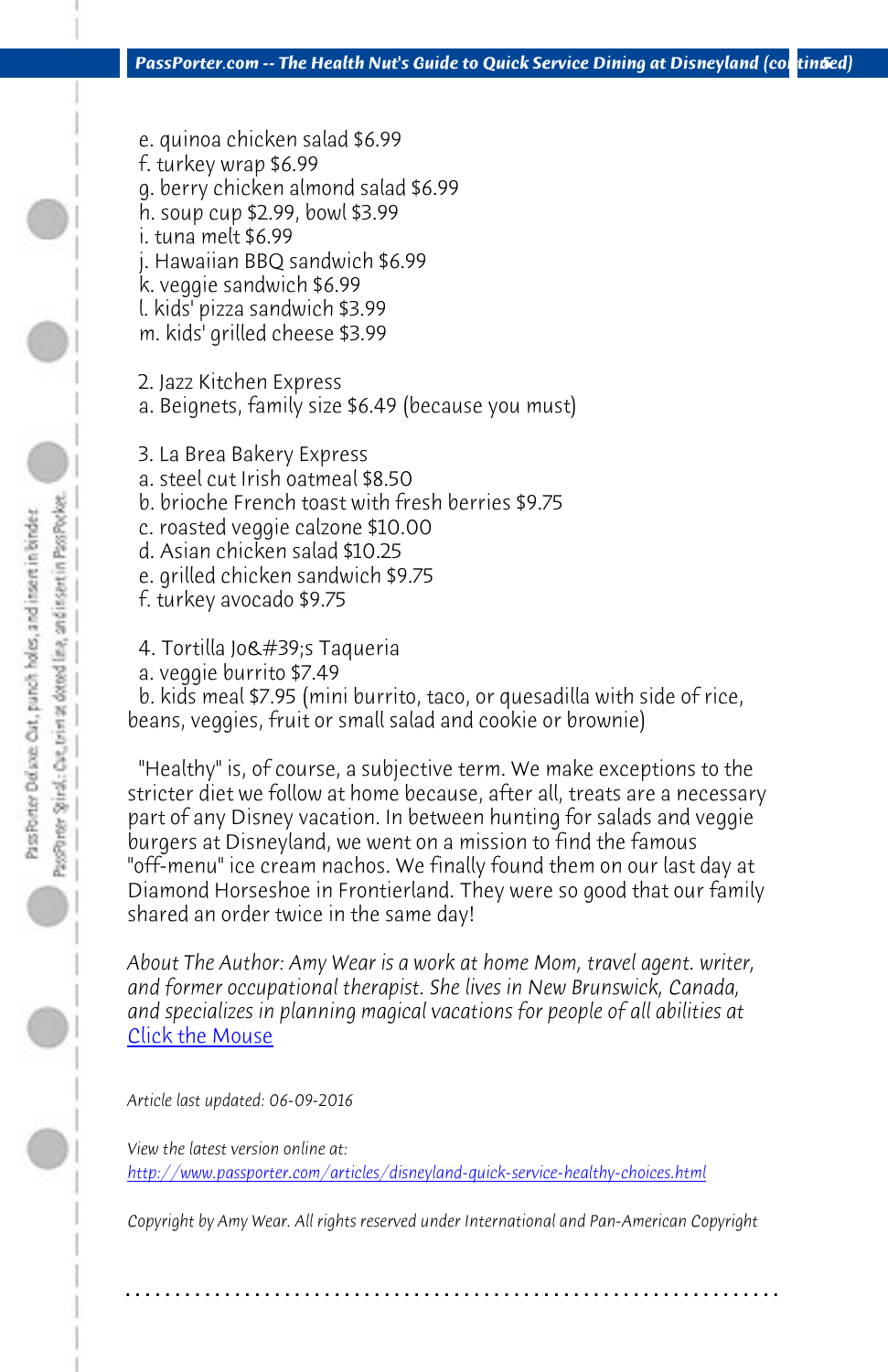e. quinoa chicken salad $6.99
f. turkey wrap $6.99
g. berry chicken almond salad $6.99
h. soup cup $2.99, bowl $3.99
i. tuna melt $6.99
j. Hawaiian BBQ sandwich $6.99
k. veggie sandwich $6.99
l. kids' pizza sandwich $3.99
m. kids' grilled cheese $3.99

2. Jazz Kitchen Express
a. Beignets, family size $6.49 (because you must)

3. La Brea Bakery Express
a. steel cut Irish oatmeal $8.50
b. brioche French toast with fresh berries $9.75
c. roasted veggie calzone $10.00
d. Asian chicken salad $10.25
e. grilled chicken sandwich $9.75
f. turkey avocado $9.75

4. Tortilla Jo&#39;s Taqueria
a. veggie burrito $7.49
b. kids meal $7.95 (mini burrito, taco, or quesadilla with side of rice, beans, veggies, fruit or small salad and cookie or brownie)

"Healthy" is, of course, a subjective term. We make exceptions to the stricter diet we follow at home because, after all, treats are a necessary part of any Disney vacation. In between hunting for salads and veggie burgers at Disneyland, we went on a mission to find the famous "off-menu" ice cream nachos. We finally found them on our last day at Diamond Horseshoe in Frontierland. They were so good that our family shared an order twice in the same day!

*About The Author: Amy Wear is a work at home Mom, travel agent. writer, and former occupational therapist. She lives in New Brunswick, Canada, and specializes in planning magical vacations for people of all abilities at* Click the Mouse

*Article last updated: 06-09-2016*

*View the latest version online at:*
*http://www.passporter.com/articles/disneyland-quick-service-healthy-choices.html*

*Copyright by Amy Wear. All rights reserved under International and Pan-American Copyright*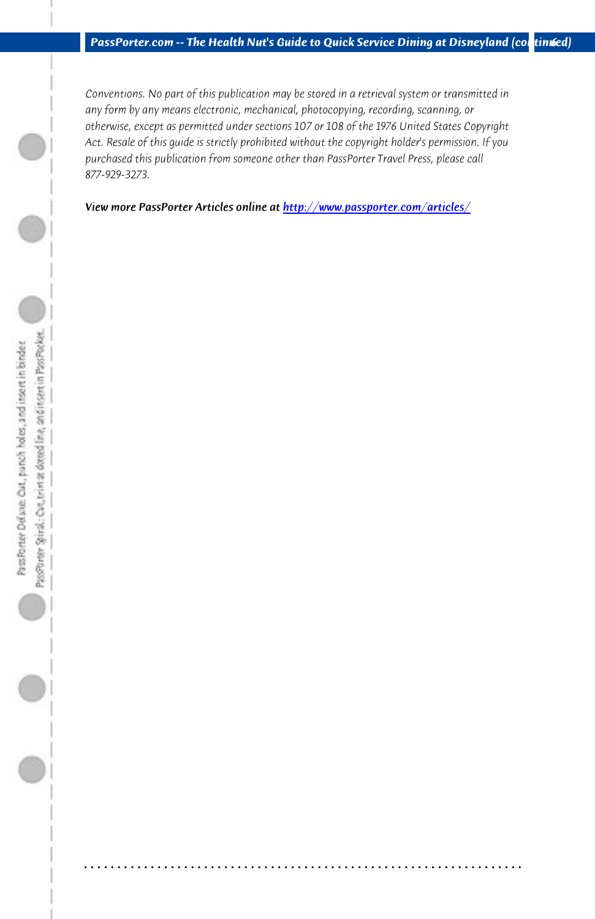*Conventions. No part of this publication may be stored in a retrieval system or transmitted in any form by any means electronic, mechanical, photocopying, recording, scanning, or otherwise, except as permitted under sections 107 or 108 of the 1976 United States Copyright Act. Resale of this guide is strictly prohibited without the copyright holder's permission. If you purchased this publication from someone other than PassPorter Travel Press, please call 877-929-3273.*

***View more PassPorter Articles online at [http://www.passporter.com/articles/](http://www.passporter.com/articles/)***